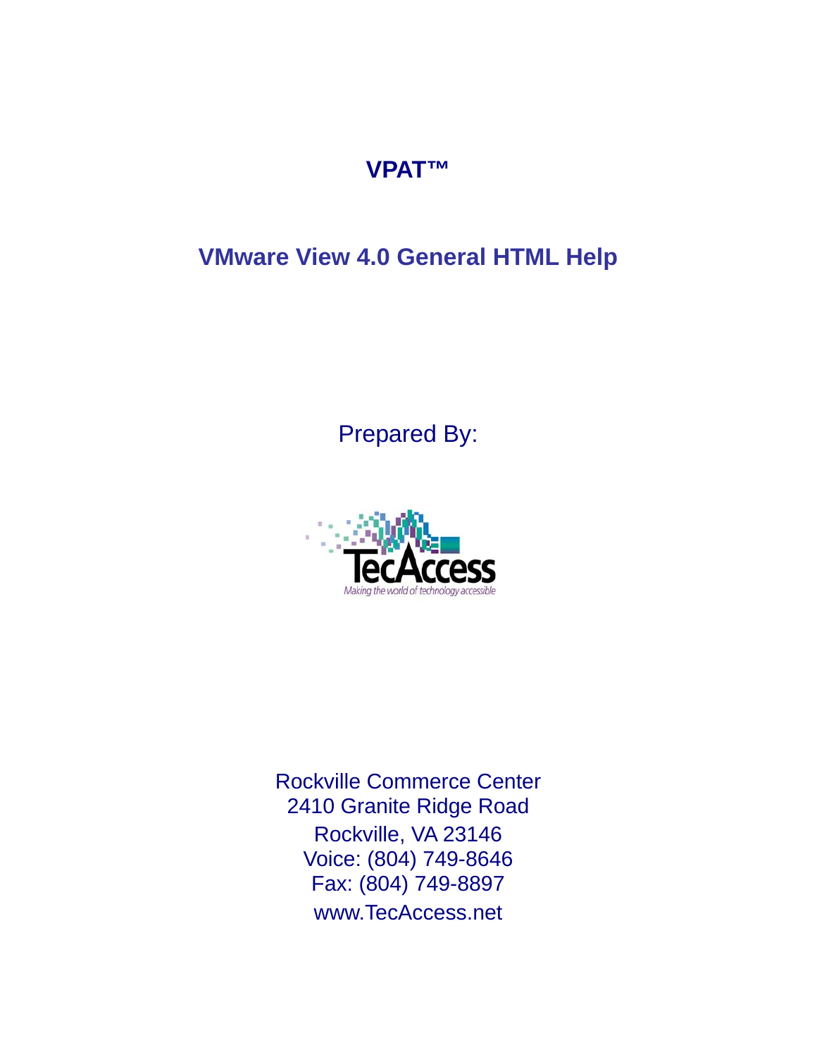# VPAT™

## VMware View 4.0 General HTML Help

Prepared By:

TecAccess

*Making the world of technology accessible*

Rockville Commerce Center
2410 Granite Ridge Road
Rockville, VA 23146
Voice: (804) 749-8646
Fax: (804) 749-8897
www.TecAccess.net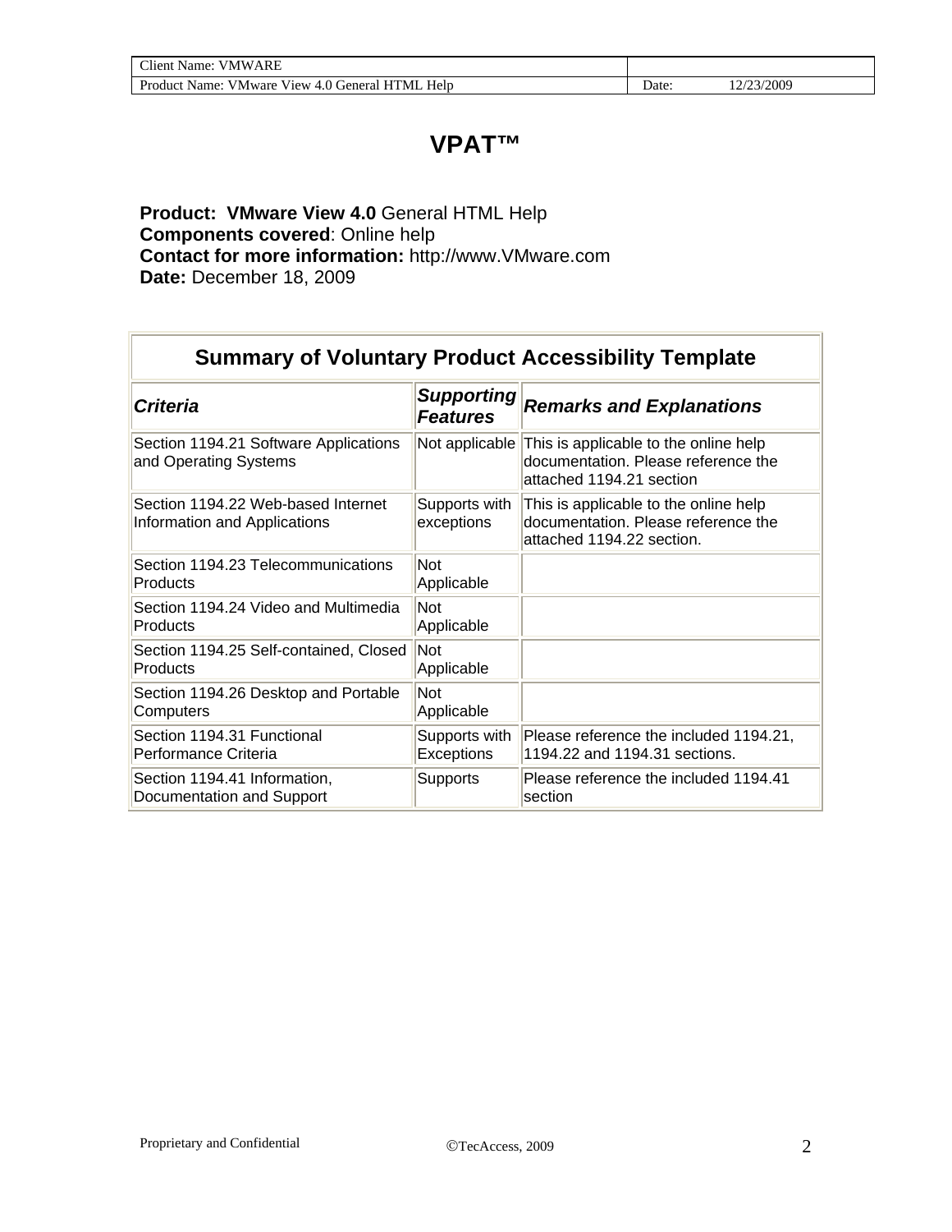# VPAT™

**Product: VMware View 4.0** General HTML Help
**Components covered**: Online help
**Contact for more information:** http://www.VMware.com
**Date:** December 18, 2009

| Summary of Voluntary Product Accessibility Template | | |
|---|---|---|
| ***Criteria*** | ***Supporting Features*** | ***Remarks and Explanations*** |
| Section 1194.21 Software Applications and Operating Systems | Not applicable | This is applicable to the online help documentation. Please reference the attached 1194.21 section |
| Section 1194.22 Web-based Internet Information and Applications | Supports with exceptions | This is applicable to the online help documentation. Please reference the attached 1194.22 section. |
| Section 1194.23 Telecommunications Products | Not Applicable | |
| Section 1194.24 Video and Multimedia Products | Not Applicable | |
| Section 1194.25 Self-contained, Closed Products | Not Applicable | |
| Section 1194.26 Desktop and Portable Computers | Not Applicable | |
| Section 1194.31 Functional Performance Criteria | Supports with Exceptions | Please reference the included 1194.21, 1194.22 and 1194.31 sections. |
| Section 1194.41 Information, Documentation and Support | Supports | Please reference the included 1194.41 section |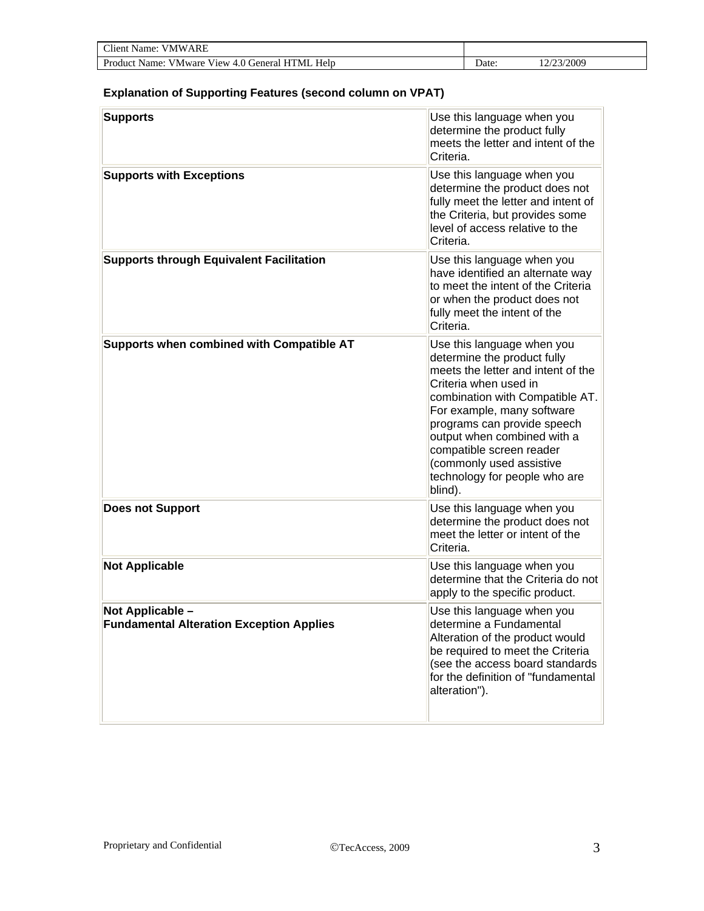### Explanation of Supporting Features (second column on VPAT)

| | |
|---|---|
| **Supports** | Use this language when you determine the product fully meets the letter and intent of the Criteria. |
| **Supports with Exceptions** | Use this language when you determine the product does not fully meet the letter and intent of the Criteria, but provides some level of access relative to the Criteria. |
| **Supports through Equivalent Facilitation** | Use this language when you have identified an alternate way to meet the intent of the Criteria or when the product does not fully meet the intent of the Criteria. |
| **Supports when combined with Compatible AT** | Use this language when you determine the product fully meets the letter and intent of the Criteria when used in combination with Compatible AT. For example, many software programs can provide speech output when combined with a compatible screen reader (commonly used assistive technology for people who are blind). |
| **Does not Support** | Use this language when you determine the product does not meet the letter or intent of the Criteria. |
| **Not Applicable** | Use this language when you determine that the Criteria do not apply to the specific product. |
| **Not Applicable – Fundamental Alteration Exception Applies** | Use this language when you determine a Fundamental Alteration of the product would be required to meet the Criteria (see the access board standards for the definition of "fundamental alteration"). |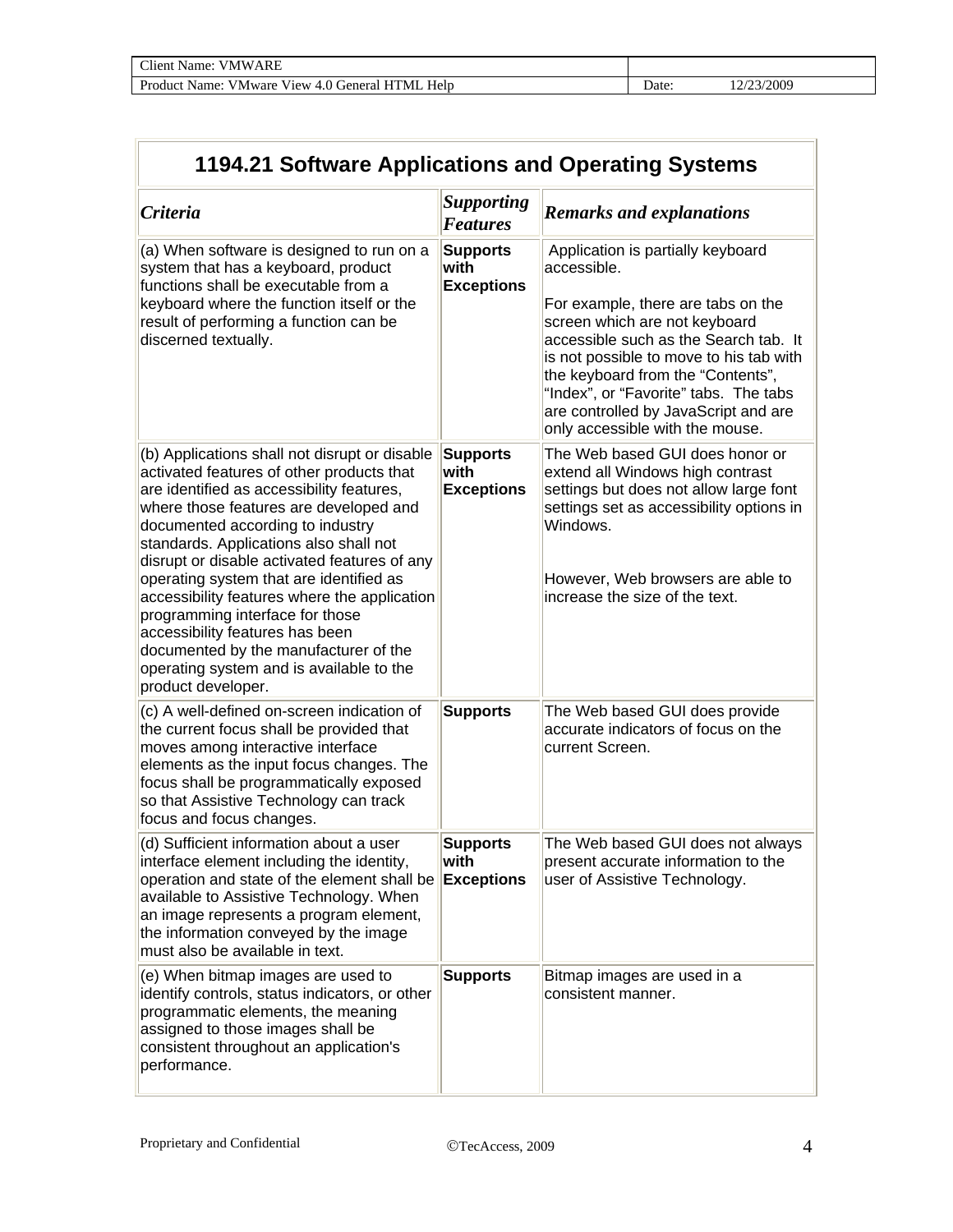## 1194.21 Software Applications and Operating Systems

| *Criteria* | *Supporting Features* | *Remarks and explanations* |
|---|---|---|
| (a) When software is designed to run on a system that has a keyboard, product functions shall be executable from a keyboard where the function itself or the result of performing a function can be discerned textually. | **Supports with Exceptions** | Application is partially keyboard accessible.<br><br>For example, there are tabs on the screen which are not keyboard accessible such as the Search tab. It is not possible to move to his tab with the keyboard from the "Contents", "Index", or "Favorite" tabs. The tabs are controlled by JavaScript and are only accessible with the mouse. |
| (b) Applications shall not disrupt or disable activated features of other products that are identified as accessibility features, where those features are developed and documented according to industry standards. Applications also shall not disrupt or disable activated features of any operating system that are identified as accessibility features where the application programming interface for those accessibility features has been documented by the manufacturer of the operating system and is available to the product developer. | **Supports with Exceptions** | The Web based GUI does honor or extend all Windows high contrast settings but does not allow large font settings set as accessibility options in Windows.<br><br>However, Web browsers are able to increase the size of the text. |
| (c) A well-defined on-screen indication of the current focus shall be provided that moves among interactive interface elements as the input focus changes. The focus shall be programmatically exposed so that Assistive Technology can track focus and focus changes. | **Supports** | The Web based GUI does provide accurate indicators of focus on the current Screen. |
| (d) Sufficient information about a user interface element including the identity, operation and state of the element shall be available to Assistive Technology. When an image represents a program element, the information conveyed by the image must also be available in text. | **Supports with Exceptions** | The Web based GUI does not always present accurate information to the user of Assistive Technology. |
| (e) When bitmap images are used to identify controls, status indicators, or other programmatic elements, the meaning assigned to those images shall be consistent throughout an application's performance. | **Supports** | Bitmap images are used in a consistent manner. |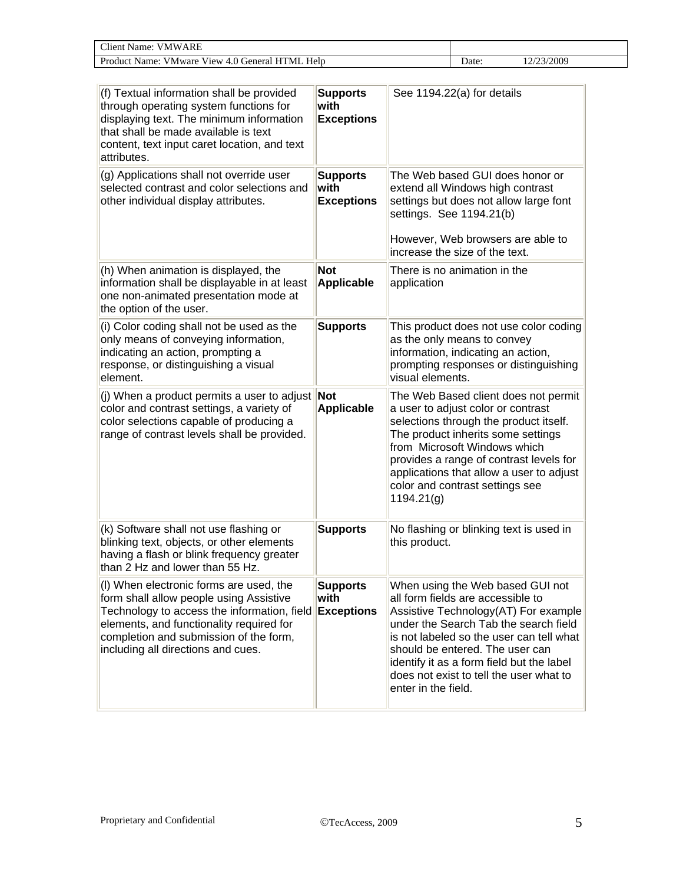| (f) Textual information shall be provided through operating system functions for displaying text. The minimum information that shall be made available is text content, text input caret location, and text attributes. | **Supports with Exceptions** | See 1194.22(a) for details |
|---|---|---|
| (g) Applications shall not override user selected contrast and color selections and other individual display attributes. | **Supports with Exceptions** | The Web based GUI does honor or extend all Windows high contrast settings but does not allow large font settings. See 1194.21(b)<br><br>However, Web browsers are able to increase the size of the text. |
| (h) When animation is displayed, the information shall be displayable in at least one non-animated presentation mode at the option of the user. | **Not Applicable** | There is no animation in the application |
| (i) Color coding shall not be used as the only means of conveying information, indicating an action, prompting a response, or distinguishing a visual element. | **Supports** | This product does not use color coding as the only means to convey information, indicating an action, prompting responses or distinguishing visual elements. |
| (j) When a product permits a user to adjust color and contrast settings, a variety of color selections capable of producing a range of contrast levels shall be provided. | **Not Applicable** | The Web Based client does not permit a user to adjust color or contrast selections through the product itself. The product inherits some settings from Microsoft Windows which provides a range of contrast levels for applications that allow a user to adjust color and contrast settings see 1194.21(g) |
| (k) Software shall not use flashing or blinking text, objects, or other elements having a flash or blink frequency greater than 2 Hz and lower than 55 Hz. | **Supports** | No flashing or blinking text is used in this product. |
| (l) When electronic forms are used, the form shall allow people using Assistive Technology to access the information, field elements, and functionality required for completion and submission of the form, including all directions and cues. | **Supports with Exceptions** | When using the Web based GUI not all form fields are accessible to Assistive Technology(AT) For example under the Search Tab the search field is not labeled so the user can tell what should be entered. The user can identify it as a form field but the label does not exist to tell the user what to enter in the field. |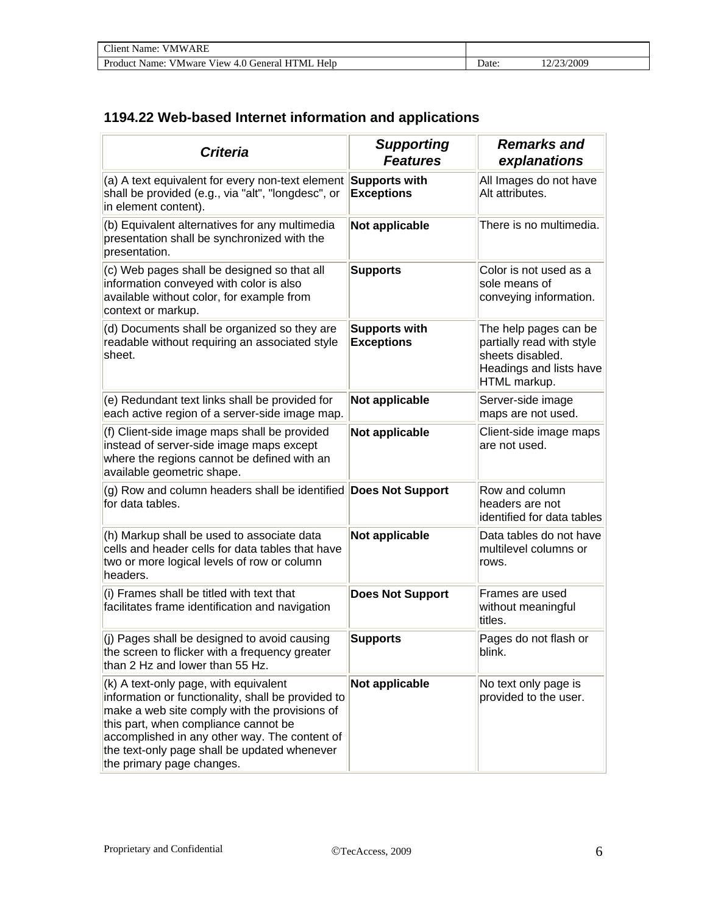## 1194.22 Web-based Internet information and applications

| *Criteria* | *Supporting Features* | *Remarks and explanations* |
|---|---|---|
| (a) A text equivalent for every non-text element shall be provided (e.g., via "alt", "longdesc", or in element content). | **Supports with Exceptions** | All Images do not have Alt attributes. |
| (b) Equivalent alternatives for any multimedia presentation shall be synchronized with the presentation. | **Not applicable** | There is no multimedia. |
| (c) Web pages shall be designed so that all information conveyed with color is also available without color, for example from context or markup. | **Supports** | Color is not used as a sole means of conveying information. |
| (d) Documents shall be organized so they are readable without requiring an associated style sheet. | **Supports with Exceptions** | The help pages can be partially read with style sheets disabled. Headings and lists have HTML markup. |
| (e) Redundant text links shall be provided for each active region of a server-side image map. | **Not applicable** | Server-side image maps are not used. |
| (f) Client-side image maps shall be provided instead of server-side image maps except where the regions cannot be defined with an available geometric shape. | **Not applicable** | Client-side image maps are not used. |
| (g) Row and column headers shall be identified for data tables. | **Does Not Support** | Row and column headers are not identified for data tables |
| (h) Markup shall be used to associate data cells and header cells for data tables that have two or more logical levels of row or column headers. | **Not applicable** | Data tables do not have multilevel columns or rows. |
| (i) Frames shall be titled with text that facilitates frame identification and navigation | **Does Not Support** | Frames are used without meaningful titles. |
| (j) Pages shall be designed to avoid causing the screen to flicker with a frequency greater than 2 Hz and lower than 55 Hz. | **Supports** | Pages do not flash or blink. |
| (k) A text-only page, with equivalent information or functionality, shall be provided to make a web site comply with the provisions of this part, when compliance cannot be accomplished in any other way. The content of the text-only page shall be updated whenever the primary page changes. | **Not applicable** | No text only page is provided to the user. |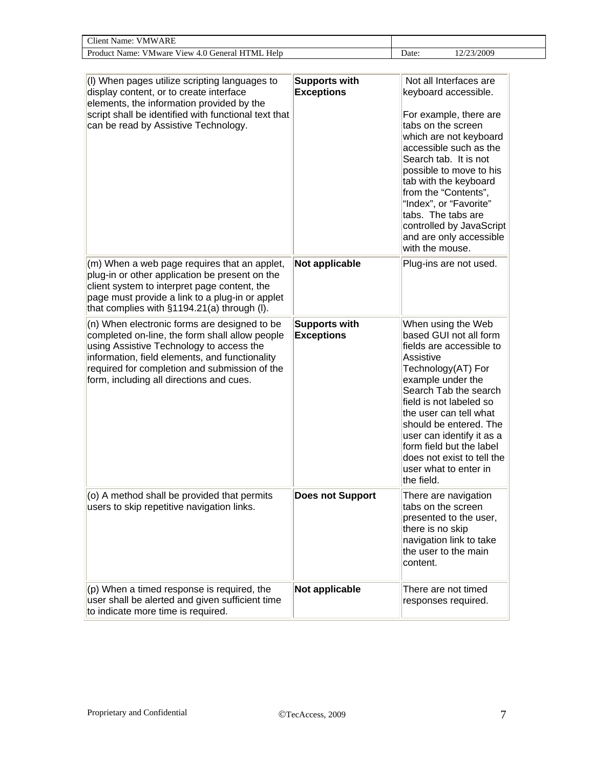| (l) When pages utilize scripting languages to display content, or to create interface elements, the information provided by the script shall be identified with functional text that can be read by Assistive Technology. | **Supports with Exceptions** | Not all Interfaces are keyboard accessible.<br><br>For example, there are tabs on the screen which are not keyboard accessible such as the Search tab. It is not possible to move to his tab with the keyboard from the "Contents", "Index", or "Favorite" tabs. The tabs are controlled by JavaScript and are only accessible with the mouse. |
|---|---|---|
| (m) When a web page requires that an applet, plug-in or other application be present on the client system to interpret page content, the page must provide a link to a plug-in or applet that complies with §1194.21(a) through (l). | **Not applicable** | Plug-ins are not used. |
| (n) When electronic forms are designed to be completed on-line, the form shall allow people using Assistive Technology to access the information, field elements, and functionality required for completion and submission of the form, including all directions and cues. | **Supports with Exceptions** | When using the Web based GUI not all form fields are accessible to Assistive Technology(AT) For example under the Search Tab the search field is not labeled so the user can tell what should be entered. The user can identify it as a form field but the label does not exist to tell the user what to enter in the field. |
| (o) A method shall be provided that permits users to skip repetitive navigation links. | **Does not Support** | There are navigation tabs on the screen presented to the user, there is no skip navigation link to take the user to the main content. |
| (p) When a timed response is required, the user shall be alerted and given sufficient time to indicate more time is required. | **Not applicable** | There are not timed responses required. |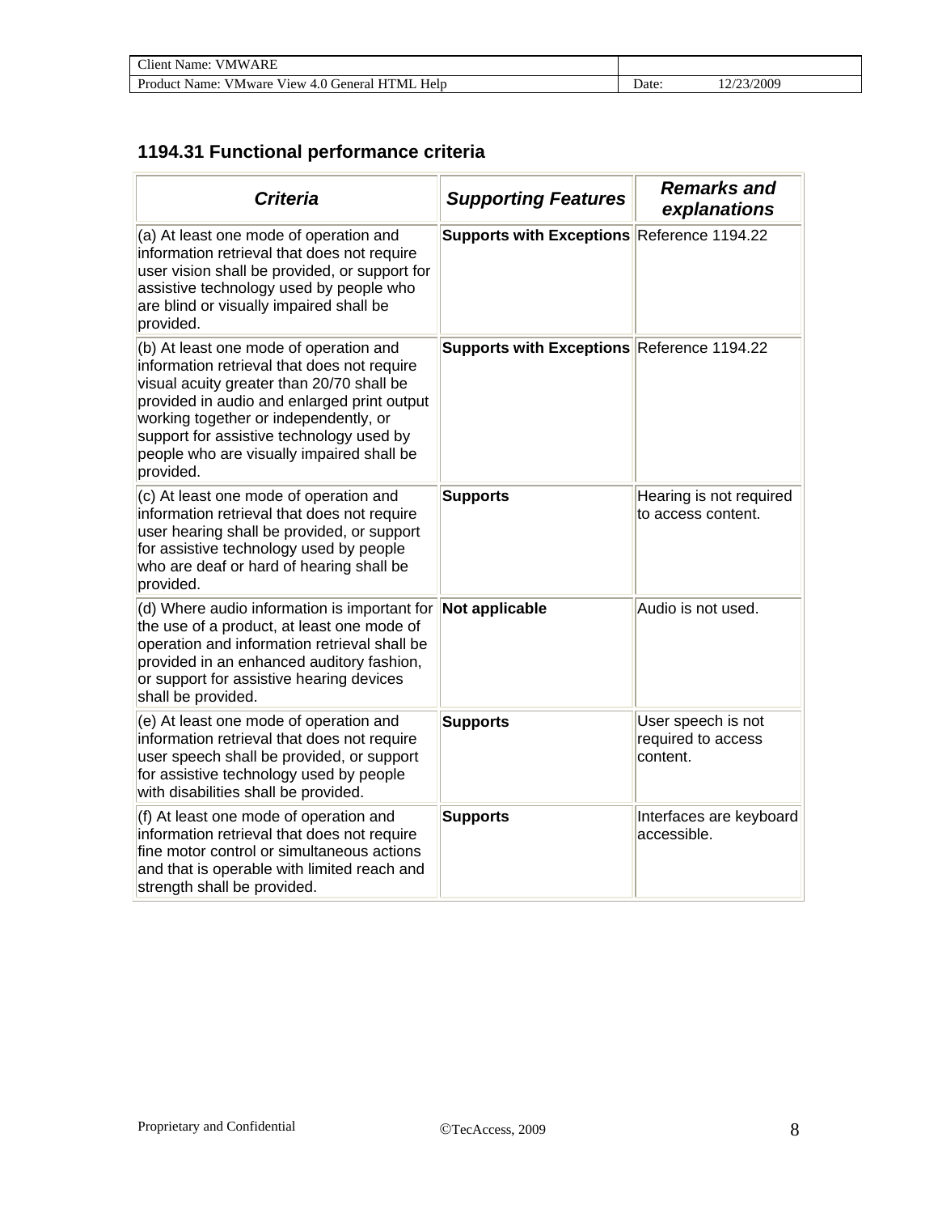## 1194.31 Functional performance criteria

| *Criteria* | *Supporting Features* | *Remarks and explanations* |
| --- | --- | --- |
| (a) At least one mode of operation and information retrieval that does not require user vision shall be provided, or support for assistive technology used by people who are blind or visually impaired shall be provided. | **Supports with Exceptions** | Reference 1194.22 |
| (b) At least one mode of operation and information retrieval that does not require visual acuity greater than 20/70 shall be provided in audio and enlarged print output working together or independently, or support for assistive technology used by people who are visually impaired shall be provided. | **Supports with Exceptions** | Reference 1194.22 |
| (c) At least one mode of operation and information retrieval that does not require user hearing shall be provided, or support for assistive technology used by people who are deaf or hard of hearing shall be provided. | **Supports** | Hearing is not required to access content. |
| (d) Where audio information is important for the use of a product, at least one mode of operation and information retrieval shall be provided in an enhanced auditory fashion, or support for assistive hearing devices shall be provided. | **Not applicable** | Audio is not used. |
| (e) At least one mode of operation and information retrieval that does not require user speech shall be provided, or support for assistive technology used by people with disabilities shall be provided. | **Supports** | User speech is not required to access content. |
| (f) At least one mode of operation and information retrieval that does not require fine motor control or simultaneous actions and that is operable with limited reach and strength shall be provided. | **Supports** | Interfaces are keyboard accessible. |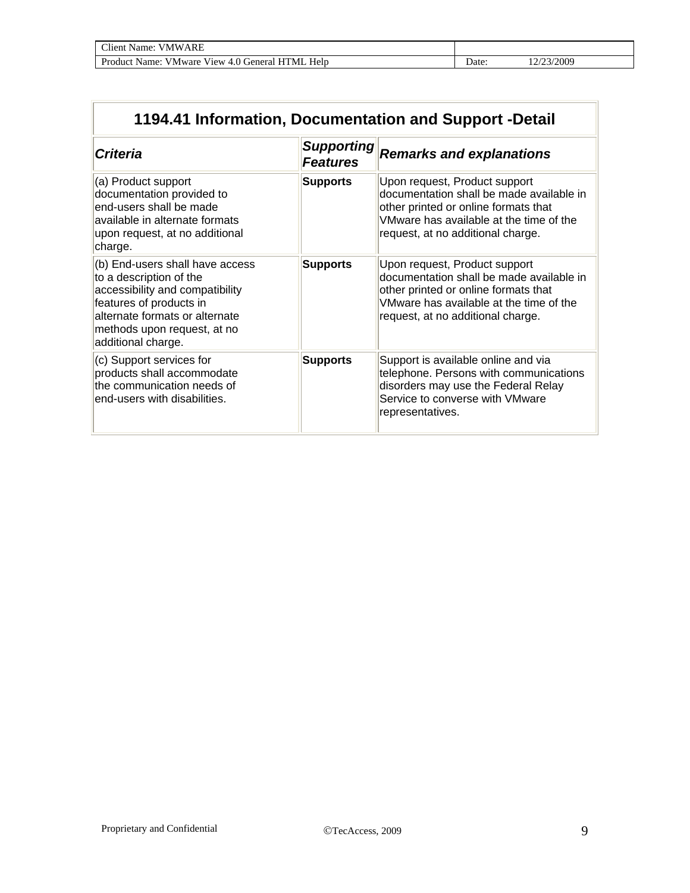| Client Name: VMWARE | |
|---|---|
| Product Name: VMware View 4.0 General HTML Help | Date: 12/23/2009 |

| 1194.41 Information, Documentation and Support -Detail | | |
|---|---|---|
| ***Criteria*** | ***Supporting Features*** | ***Remarks and explanations*** |
| (a) Product support documentation provided to end-users shall be made available in alternate formats upon request, at no additional charge. | **Supports** | Upon request, Product support documentation shall be made available in other printed or online formats that VMware has available at the time of the request, at no additional charge. |
| (b) End-users shall have access to a description of the accessibility and compatibility features of products in alternate formats or alternate methods upon request, at no additional charge. | **Supports** | Upon request, Product support documentation shall be made available in other printed or online formats that VMware has available at the time of the request, at no additional charge. |
| (c) Support services for products shall accommodate the communication needs of end-users with disabilities. | **Supports** | Support is available online and via telephone. Persons with communications disorders may use the Federal Relay Service to converse with VMware representatives. |